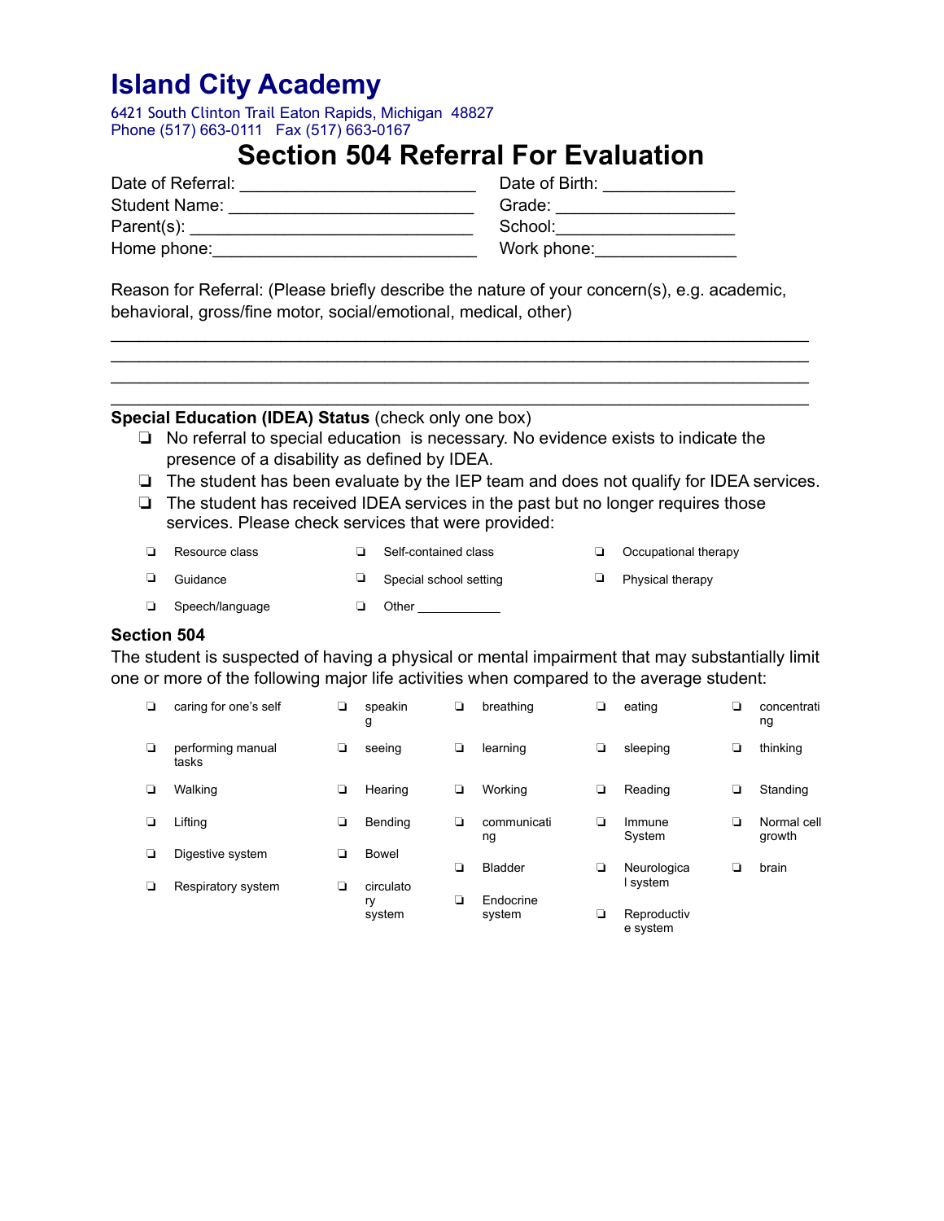# Island City Academy

6421 South Clinton Trail Eaton Rapids, Michigan 48827
Phone (517) 663-0111 Fax (517) 663-0167

## Section 504 Referral For Evaluation

Date of Referral: ________________________ Date of Birth: _____________
Student Name: _________________________ Grade: __________________
Parent(s): _____________________________ School:__________________
Home phone:____________________________ Work phone:______________

Reason for Referral: (Please briefly describe the nature of your concern(s), e.g. academic, behavioral, gross/fine motor, social/emotional, medical, other)

_______________________________________________________________________
_______________________________________________________________________
_______________________________________________________________________
_______________________________________________________________________

**Special Education (IDEA) Status** (check only one box)

- ❏ No referral to special education is necessary. No evidence exists to indicate the presence of a disability as defined by IDEA.
- ❏ The student has been evaluate by the IEP team and does not qualify for IDEA services.
- ❏ The student has received IDEA services in the past but no longer requires those services. Please check services that were provided:

| | | |
|---|---|---|
| ❏ Resource class | ❏ Self-contained class | ❏ Occupational therapy |
| ❏ Guidance | ❏ Special school setting | ❏ Physical therapy |
| ❏ Speech/language | ❏ Other ___________ | |

**Section 504**

The student is suspected of having a physical or mental impairment that may substantially limit one or more of the following major life activities when compared to the average student:

| | | | | |
|---|---|---|---|---|
| ❏ caring for one's self | ❏ speaking | ❏ breathing | ❏ eating | ❏ concentrating |
| ❏ performing manual tasks | ❏ seeing | ❏ learning | ❏ sleeping | ❏ thinking |
| ❏ Walking | ❏ Hearing | ❏ Working | ❏ Reading | ❏ Standing |
| ❏ Lifting | ❏ Bending | ❏ communicating | ❏ Immune System | ❏ Normal cell growth |
| ❏ Digestive system | ❏ Bowel | ❏ Bladder | ❏ Neurological system | ❏ brain |
| ❏ Respiratory system | ❏ circulatory system | ❏ Endocrine system | ❏ Reproductive system | |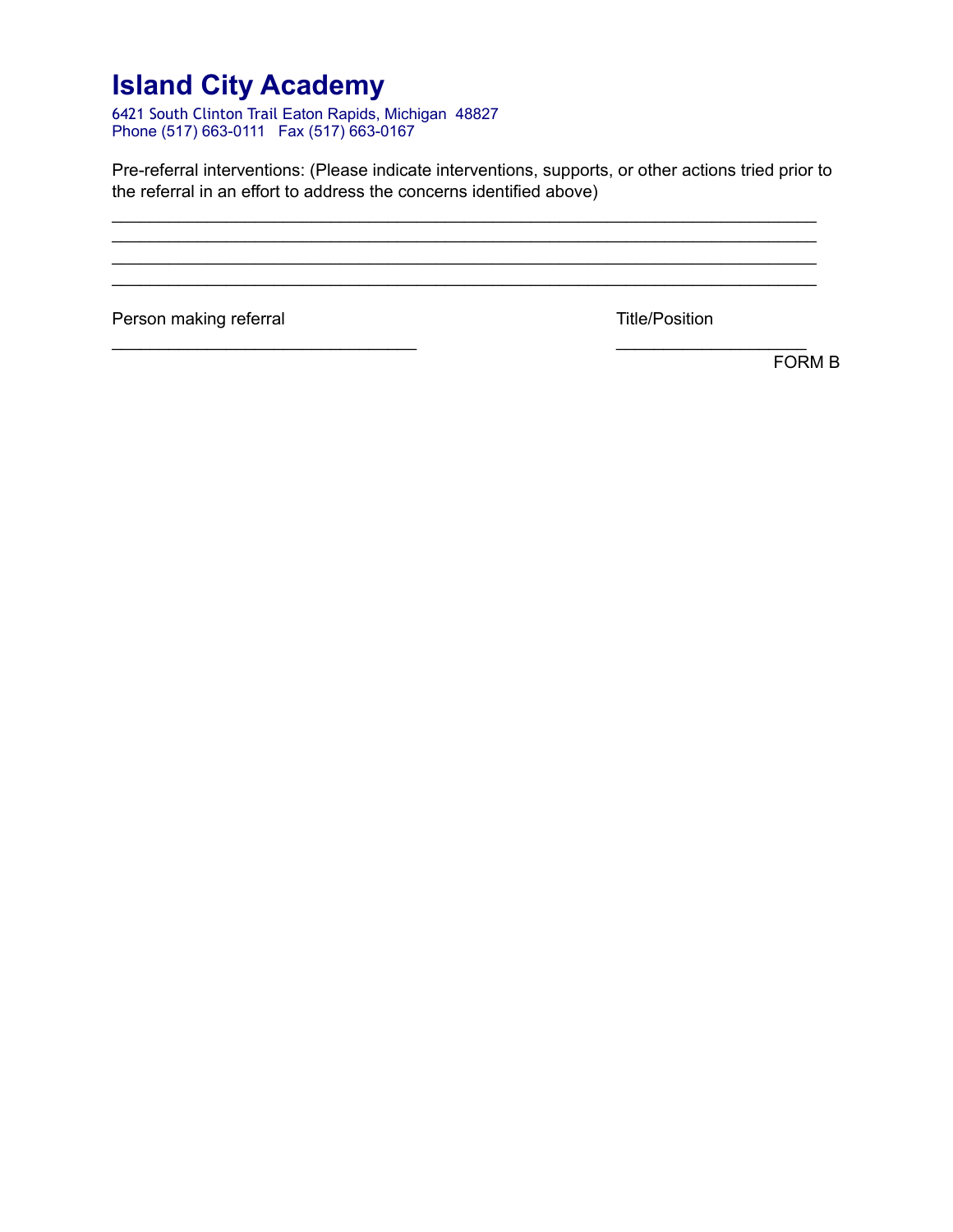# Island City Academy

6421 South Clinton Trail Eaton Rapids, Michigan 48827
Phone (517) 663-0111 Fax (517) 663-0167

Pre-referral interventions: (Please indicate interventions, supports, or other actions tried prior to the referral in an effort to address the concerns identified above)

_______________________________________________________________________________
_______________________________________________________________________________
_______________________________________________________________________________
_______________________________________________________________________________

Person making referral                                        Title/Position

_________________________________                  ____________________

FORM B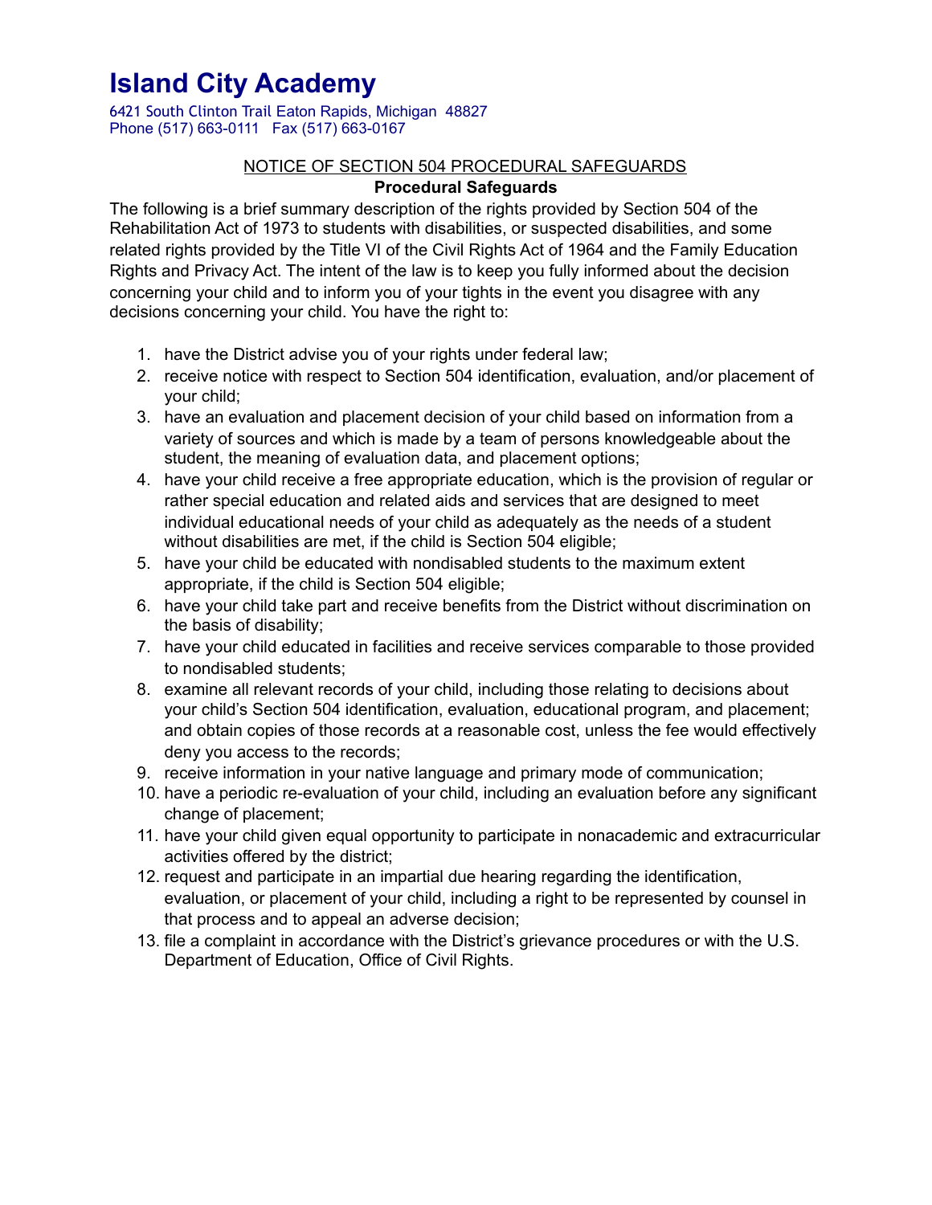# Island City Academy

6421 South Clinton Trail Eaton Rapids, Michigan 48827
Phone (517) 663-0111 Fax (517) 663-0167

## NOTICE OF SECTION 504 PROCEDURAL SAFEGUARDS

**Procedural Safeguards**

The following is a brief summary description of the rights provided by Section 504 of the Rehabilitation Act of 1973 to students with disabilities, or suspected disabilities, and some related rights provided by the Title VI of the Civil Rights Act of 1964 and the Family Education Rights and Privacy Act. The intent of the law is to keep you fully informed about the decision concerning your child and to inform you of your tights in the event you disagree with any decisions concerning your child. You have the right to:

1. have the District advise you of your rights under federal law;
2. receive notice with respect to Section 504 identification, evaluation, and/or placement of your child;
3. have an evaluation and placement decision of your child based on information from a variety of sources and which is made by a team of persons knowledgeable about the student, the meaning of evaluation data, and placement options;
4. have your child receive a free appropriate education, which is the provision of regular or rather special education and related aids and services that are designed to meet individual educational needs of your child as adequately as the needs of a student without disabilities are met, if the child is Section 504 eligible;
5. have your child be educated with nondisabled students to the maximum extent appropriate, if the child is Section 504 eligible;
6. have your child take part and receive benefits from the District without discrimination on the basis of disability;
7. have your child educated in facilities and receive services comparable to those provided to nondisabled students;
8. examine all relevant records of your child, including those relating to decisions about your child's Section 504 identification, evaluation, educational program, and placement; and obtain copies of those records at a reasonable cost, unless the fee would effectively deny you access to the records;
9. receive information in your native language and primary mode of communication;
10. have a periodic re-evaluation of your child, including an evaluation before any significant change of placement;
11. have your child given equal opportunity to participate in nonacademic and extracurricular activities offered by the district;
12. request and participate in an impartial due hearing regarding the identification, evaluation, or placement of your child, including a right to be represented by counsel in that process and to appeal an adverse decision;
13. file a complaint in accordance with the District's grievance procedures or with the U.S. Department of Education, Office of Civil Rights.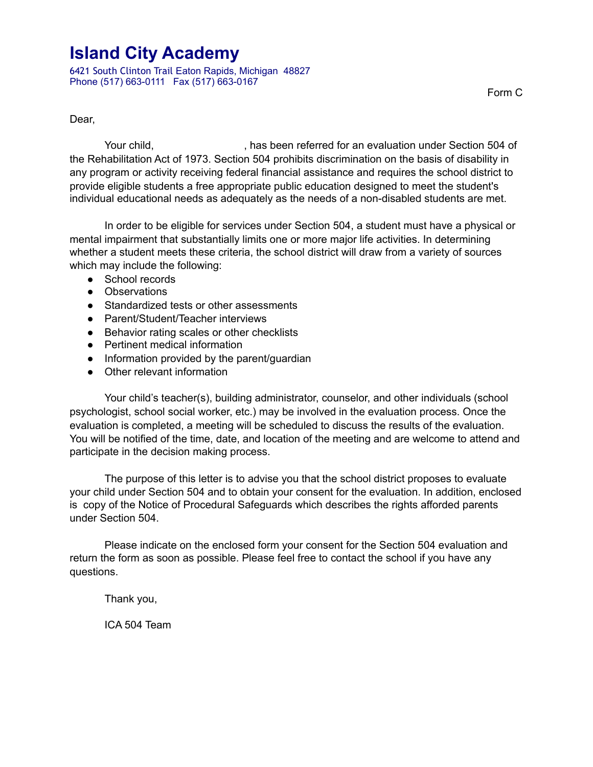# Island City Academy

6421 South Clinton Trail Eaton Rapids, Michigan 48827
Phone (517) 663-0111 Fax (517) 663-0167

Form C

Dear,

Your child, , has been referred for an evaluation under Section 504 of the Rehabilitation Act of 1973. Section 504 prohibits discrimination on the basis of disability in any program or activity receiving federal financial assistance and requires the school district to provide eligible students a free appropriate public education designed to meet the student's individual educational needs as adequately as the needs of a non-disabled students are met.

In order to be eligible for services under Section 504, a student must have a physical or mental impairment that substantially limits one or more major life activities. In determining whether a student meets these criteria, the school district will draw from a variety of sources which may include the following:

- School records
- Observations
- Standardized tests or other assessments
- Parent/Student/Teacher interviews
- Behavior rating scales or other checklists
- Pertinent medical information
- Information provided by the parent/guardian
- Other relevant information

Your child's teacher(s), building administrator, counselor, and other individuals (school psychologist, school social worker, etc.) may be involved in the evaluation process. Once the evaluation is completed, a meeting will be scheduled to discuss the results of the evaluation. You will be notified of the time, date, and location of the meeting and are welcome to attend and participate in the decision making process.

The purpose of this letter is to advise you that the school district proposes to evaluate your child under Section 504 and to obtain your consent for the evaluation. In addition, enclosed is copy of the Notice of Procedural Safeguards which describes the rights afforded parents under Section 504.

Please indicate on the enclosed form your consent for the Section 504 evaluation and return the form as soon as possible. Please feel free to contact the school if you have any questions.

Thank you,

ICA 504 Team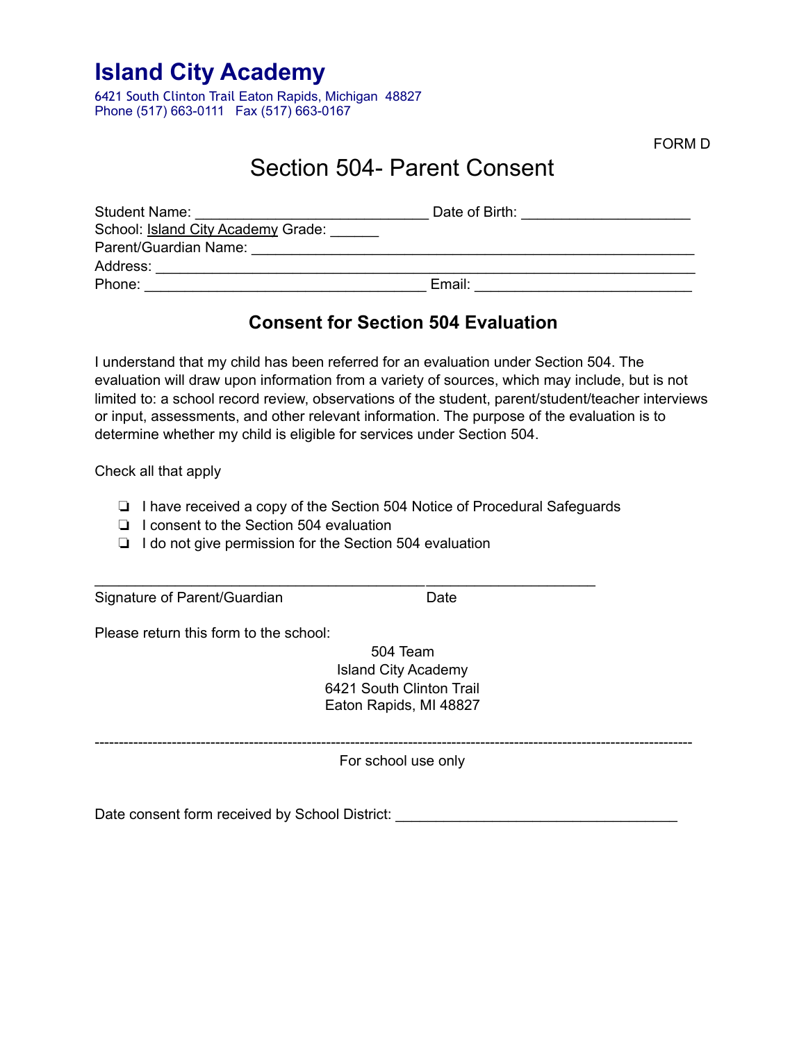# Island City Academy

6421 South Clinton Trail Eaton Rapids, Michigan 48827
Phone (517) 663-0111 Fax (517) 663-0167

FORM D

## Section 504- Parent Consent

Student Name: ____________________________ Date of Birth: ____________________
School: Island City Academy Grade: ______
Parent/Guardian Name: ______________________________________________________
Address: ____________________________________________________________
Phone: __________________________________ Email: __________________________

### Consent for Section 504 Evaluation

I understand that my child has been referred for an evaluation under Section 504. The evaluation will draw upon information from a variety of sources, which may include, but is not limited to: a school record review, observations of the student, parent/student/teacher interviews or input, assessments, and other relevant information. The purpose of the evaluation is to determine whether my child is eligible for services under Section 504.

Check all that apply

- ❏ I have received a copy of the Section 504 Notice of Procedural Safeguards
- ❏ I consent to the Section 504 evaluation
- ❏ I do not give permission for the Section 504 evaluation

________________________________________ ____________________
Signature of Parent/Guardian Date

Please return this form to the school:

504 Team
Island City Academy
6421 South Clinton Trail
Eaton Rapids, MI 48827

---

For school use only

Date consent form received by School District: ___________________________________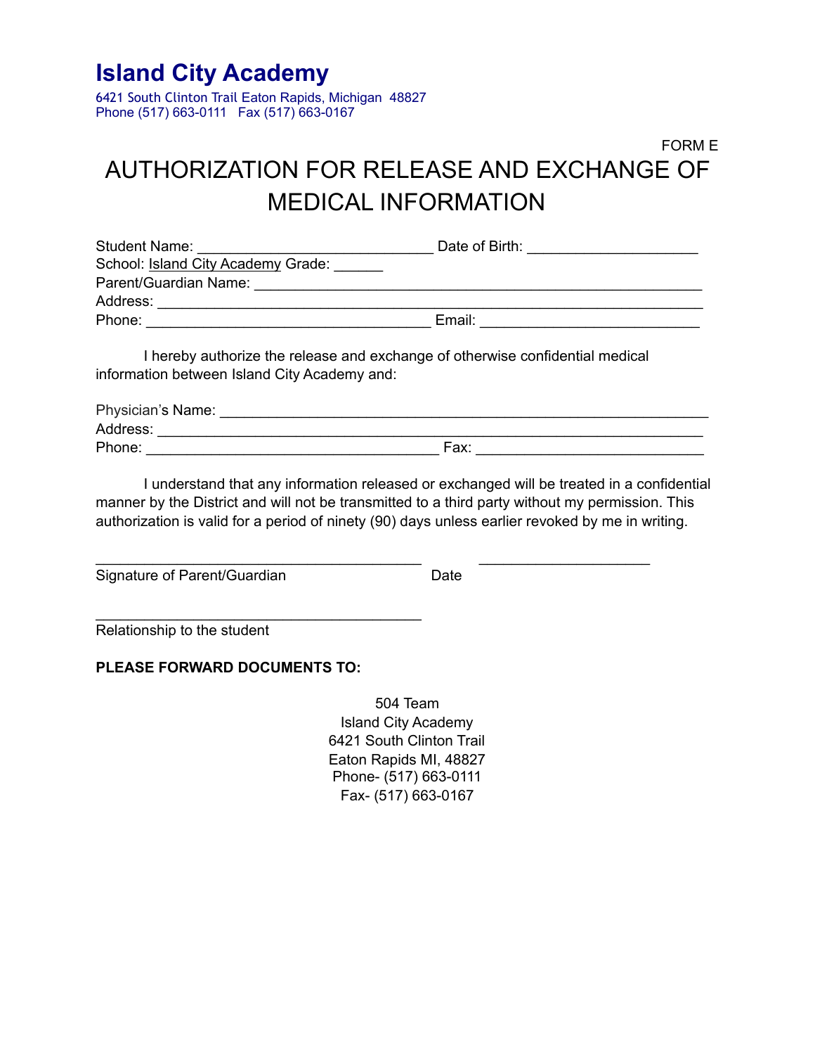# Island City Academy

6421 South Clinton Trail Eaton Rapids, Michigan 48827
Phone (517) 663-0111 Fax (517) 663-0167

FORM E

## AUTHORIZATION FOR RELEASE AND EXCHANGE OF MEDICAL INFORMATION

Student Name: ____________________________ Date of Birth: ____________________
School: Island City Academy Grade: ______
Parent/Guardian Name: ______________________________________________________
Address: _________________________________________________________________
Phone: __________________________________ Email: __________________________

I hereby authorize the release and exchange of otherwise confidential medical information between Island City Academy and:

Physician's Name: ___________________________________________________________
Address: _________________________________________________________________
Phone: ___________________________________ Fax: ___________________________

I understand that any information released or exchanged will be treated in a confidential manner by the District and will not be transmitted to a third party without my permission. This authorization is valid for a period of ninety (90) days unless earlier revoked by me in writing.

______________________________________ ____________________
Signature of Parent/Guardian Date

______________________________________
Relationship to the student

**PLEASE FORWARD DOCUMENTS TO:**

504 Team
Island City Academy
6421 South Clinton Trail
Eaton Rapids MI, 48827
Phone- (517) 663-0111
Fax- (517) 663-0167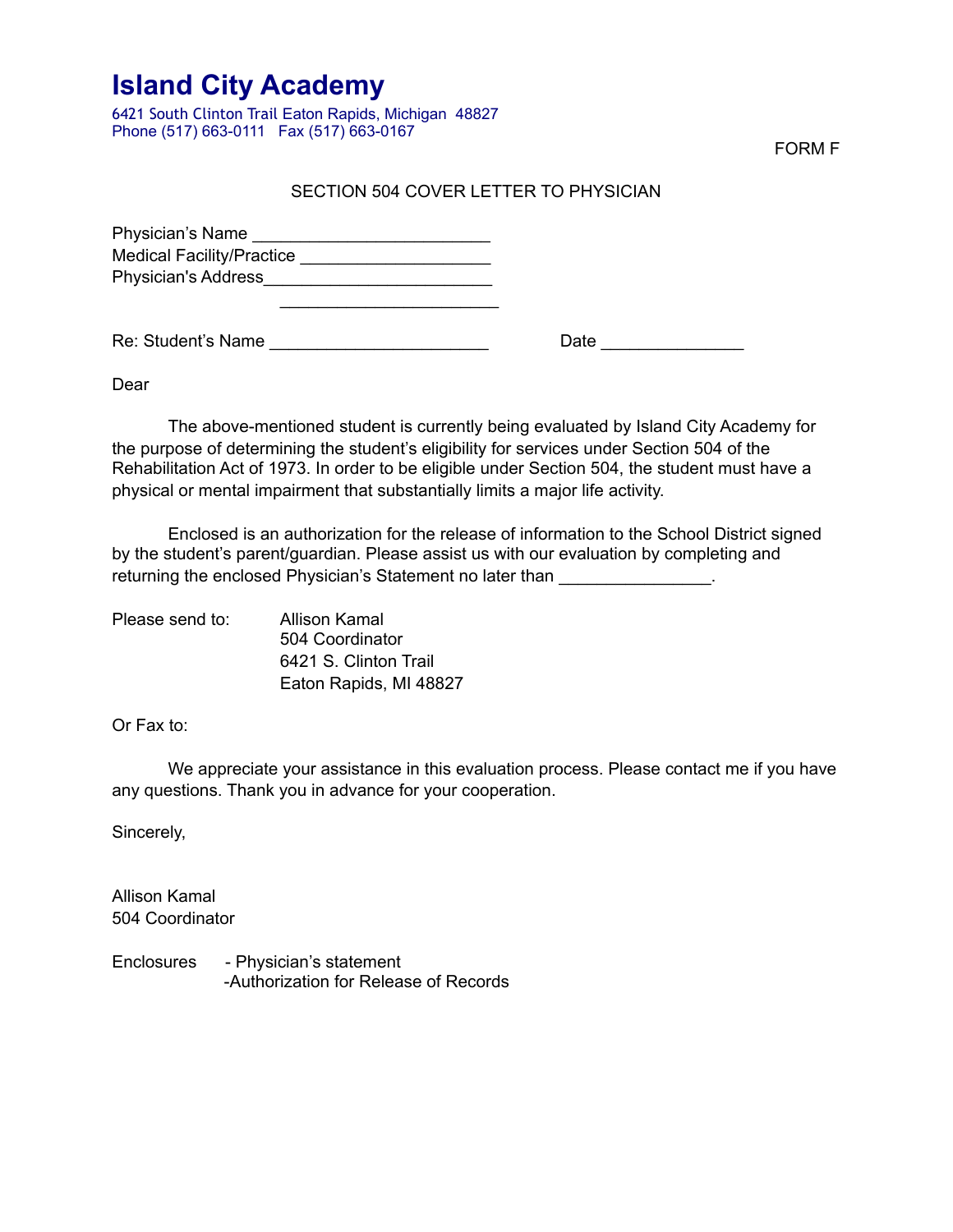# Island City Academy

6421 South Clinton Trail Eaton Rapids, Michigan 48827
Phone (517) 663-0111 Fax (517) 663-0167

FORM F

SECTION 504 COVER LETTER TO PHYSICIAN

Physician's Name ________________________
Medical Facility/Practice ____________________
Physician's Address________________________
________________________

Re: Student's Name ______________________ Date _______________

Dear

The above-mentioned student is currently being evaluated by Island City Academy for the purpose of determining the student's eligibility for services under Section 504 of the Rehabilitation Act of 1973. In order to be eligible under Section 504, the student must have a physical or mental impairment that substantially limits a major life activity.

Enclosed is an authorization for the release of information to the School District signed by the student's parent/guardian. Please assist us with our evaluation by completing and returning the enclosed Physician's Statement no later than _______________.

Please send to:
Allison Kamal
504 Coordinator
6421 S. Clinton Trail
Eaton Rapids, MI 48827

Or Fax to:

We appreciate your assistance in this evaluation process. Please contact me if you have any questions. Thank you in advance for your cooperation.

Sincerely,

Allison Kamal
504 Coordinator

Enclosures
- Physician's statement
-Authorization for Release of Records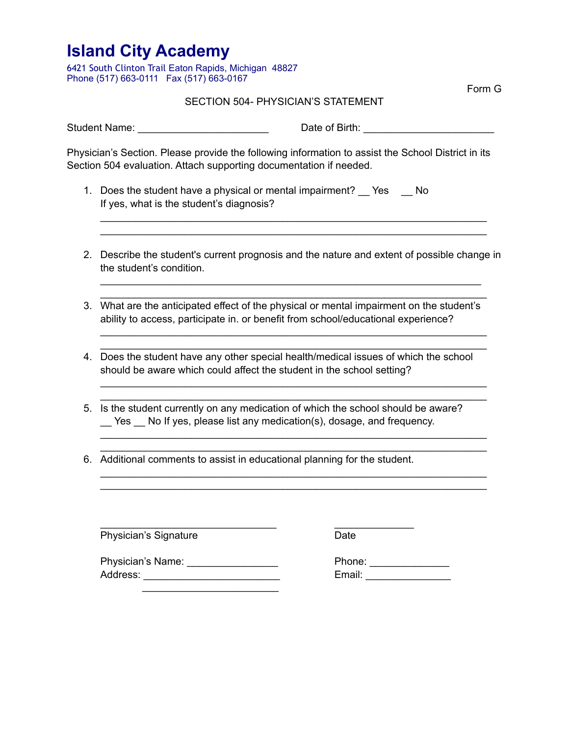# Island City Academy

6421 South Clinton Trail Eaton Rapids, Michigan 48827
Phone (517) 663-0111 Fax (517) 663-0167

Form G

SECTION 504- PHYSICIAN'S STATEMENT

Student Name: ______________________ Date of Birth: ______________________

Physician's Section. Please provide the following information to assist the School District in its Section 504 evaluation. Attach supporting documentation if needed.

1. Does the student have a physical or mental impairment? __ Yes __ No
   If yes, what is the student's diagnosis?
   _________________________________________________________________
   _________________________________________________________________

2. Describe the student's current prognosis and the nature and extent of possible change in the student's condition.
   _________________________________________________________________
   _________________________________________________________________

3. What are the anticipated effect of the physical or mental impairment on the student's ability to access, participate in. or benefit from school/educational experience?
   _________________________________________________________________
   _________________________________________________________________

4. Does the student have any other special health/medical issues of which the school should be aware which could affect the student in the school setting?
   _________________________________________________________________
   _________________________________________________________________

5. Is the student currently on any medication of which the school should be aware?
   __ Yes __ No If yes, please list any medication(s), dosage, and frequency.
   _________________________________________________________________
   _________________________________________________________________

6. Additional comments to assist in educational planning for the student.
   _________________________________________________________________
   _________________________________________________________________

______________________________ ______________
Physician's Signature Date

Physician's Name: ________________ Phone: ______________
Address: ________________________ Email: _______________
________________________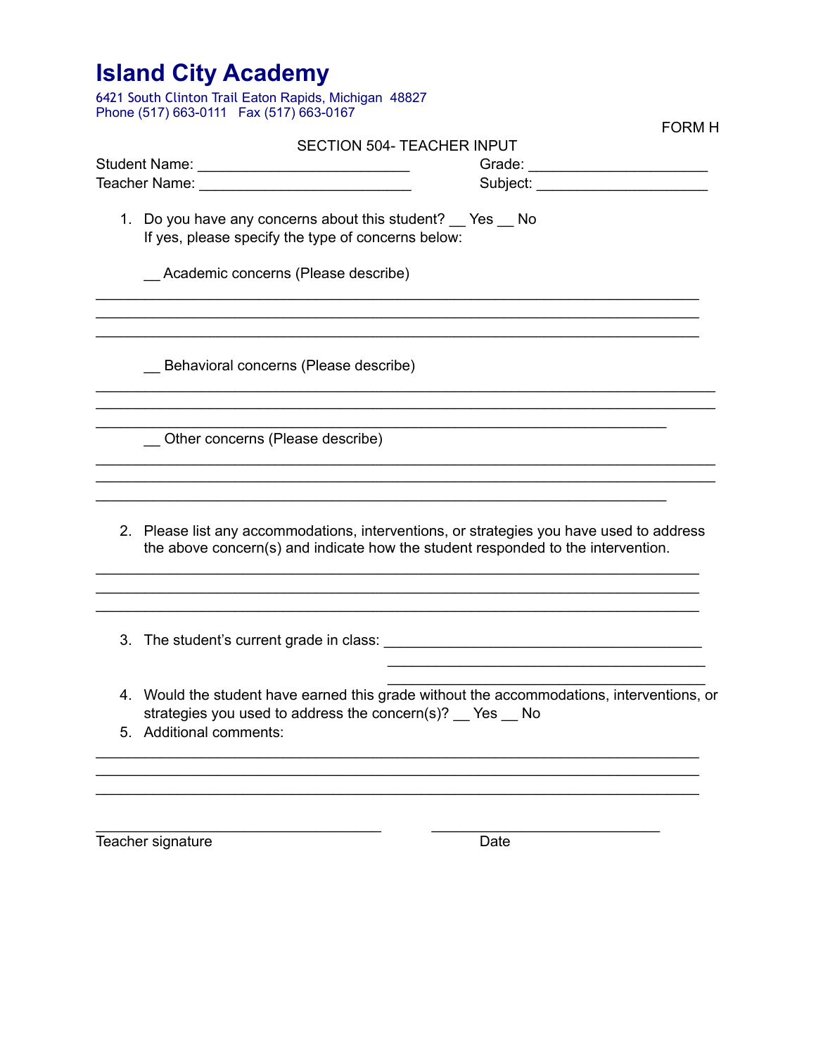# Island City Academy

6421 South Clinton Trail Eaton Rapids, Michigan 48827
Phone (517) 663-0111 Fax (517) 663-0167

FORM H

SECTION 504- TEACHER INPUT

Student Name: ___________________________ Grade: _______________________
Teacher Name: ___________________________ Subject: ______________________

1. Do you have any concerns about this student? __ Yes __ No
   If yes, please specify the type of concerns below:

   __ Academic concerns (Please describe)

______________________________________________________________________________
______________________________________________________________________________
______________________________________________________________________________

   __ Behavioral concerns (Please describe)

______________________________________________________________________________
______________________________________________________________________________
______________________________________________________________________________

   __ Other concerns (Please describe)

______________________________________________________________________________
______________________________________________________________________________
______________________________________________________________________________

2. Please list any accommodations, interventions, or strategies you have used to address the above concern(s) and indicate how the student responded to the intervention.

______________________________________________________________________________
______________________________________________________________________________
______________________________________________________________________________

3. The student's current grade in class: ________________________________________
   ________________________________________
   ________________________________________

4. Would the student have earned this grade without the accommodations, interventions, or strategies you used to address the concern(s)? __ Yes __ No

5. Additional comments:

______________________________________________________________________________
______________________________________________________________________________
______________________________________________________________________________

____________________________________ ______________________________
Teacher signature Date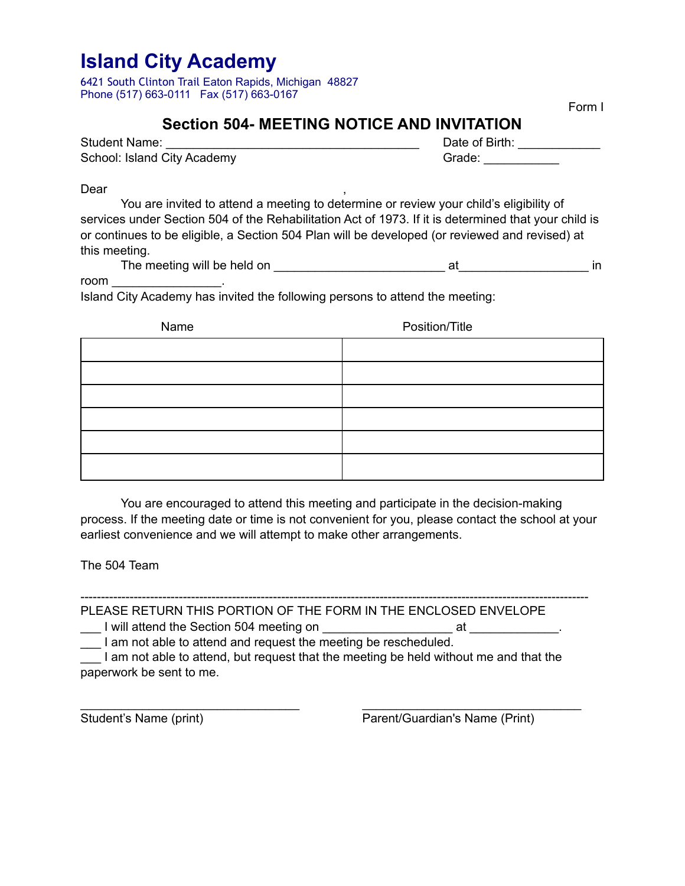# Island City Academy

6421 South Clinton Trail Eaton Rapids, Michigan 48827
Phone (517) 663-0111 Fax (517) 663-0167

Form I

## Section 504- MEETING NOTICE AND INVITATION

Student Name: ______________________________________ Date of Birth: ____________
School: Island City Academy Grade: ___________

Dear ,

You are invited to attend a meeting to determine or review your child's eligibility of services under Section 504 of the Rehabilitation Act of 1973. If it is determined that your child is or continues to be eligible, a Section 504 Plan will be developed (or reviewed and revised) at this meeting.

The meeting will be held on ________________________ at__________________ in room ________________.

Island City Academy has invited the following persons to attend the meeting:

| Name | Position/Title |
|---|---|
| | |
| | |
| | |
| | |
| | |
| | |

You are encouraged to attend this meeting and participate in the decision-making process. If the meeting date or time is not convenient for you, please contact the school at your earliest convenience and we will attempt to make other arrangements.

The 504 Team

---

PLEASE RETURN THIS PORTION OF THE FORM IN THE ENCLOSED ENVELOPE

___ I will attend the Section 504 meeting on __________________ at _____________.

___ I am not able to attend and request the meeting be rescheduled.

___ I am not able to attend, but request that the meeting be held without me and that the paperwork be sent to me.

_________________________________ _________________________________
Student's Name (print) Parent/Guardian's Name (Print)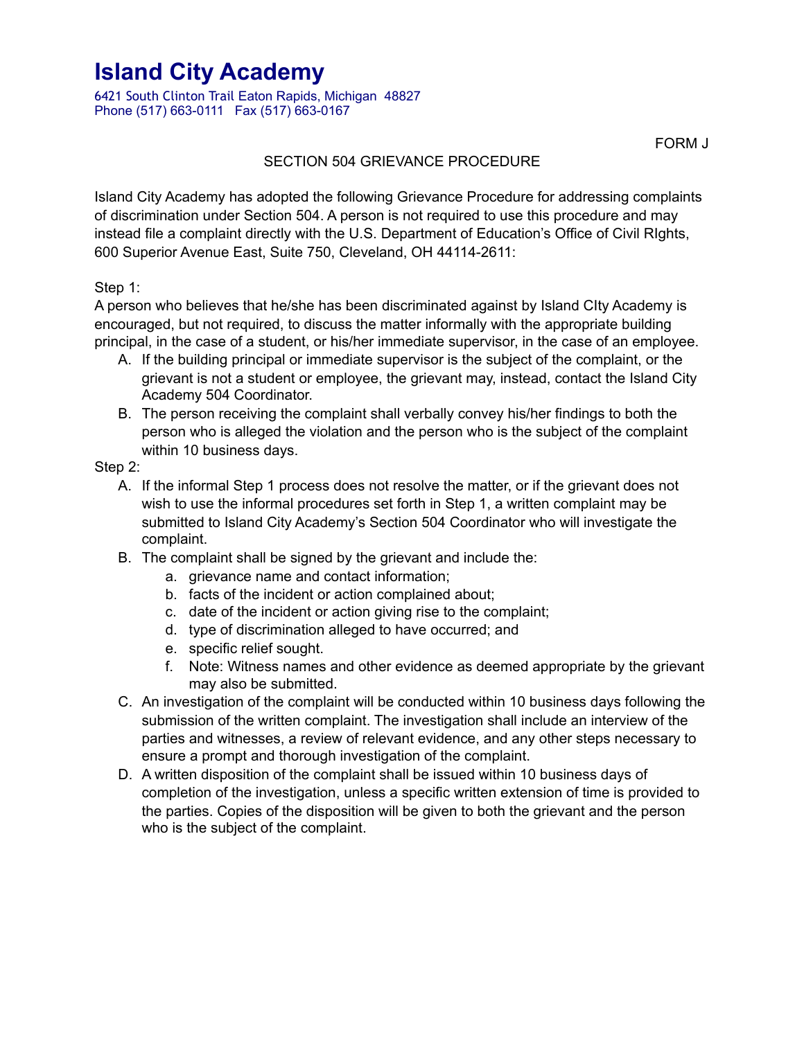# Island City Academy

6421 South Clinton Trail Eaton Rapids, Michigan 48827
Phone (517) 663-0111 Fax (517) 663-0167

FORM J

SECTION 504 GRIEVANCE PROCEDURE

Island City Academy has adopted the following Grievance Procedure for addressing complaints of discrimination under Section 504. A person is not required to use this procedure and may instead file a complaint directly with the U.S. Department of Education's Office of Civil RIghts, 600 Superior Avenue East, Suite 750, Cleveland, OH 44114-2611:

Step 1:
A person who believes that he/she has been discriminated against by Island CIty Academy is encouraged, but not required, to discuss the matter informally with the appropriate building principal, in the case of a student, or his/her immediate supervisor, in the case of an employee.

A. If the building principal or immediate supervisor is the subject of the complaint, or the grievant is not a student or employee, the grievant may, instead, contact the Island City Academy 504 Coordinator.
B. The person receiving the complaint shall verbally convey his/her findings to both the person who is alleged the violation and the person who is the subject of the complaint within 10 business days.

Step 2:

A. If the informal Step 1 process does not resolve the matter, or if the grievant does not wish to use the informal procedures set forth in Step 1, a written complaint may be submitted to Island City Academy's Section 504 Coordinator who will investigate the complaint.
B. The complaint shall be signed by the grievant and include the:
   a. grievance name and contact information;
   b. facts of the incident or action complained about;
   c. date of the incident or action giving rise to the complaint;
   d. type of discrimination alleged to have occurred; and
   e. specific relief sought.
   f. Note: Witness names and other evidence as deemed appropriate by the grievant may also be submitted.
C. An investigation of the complaint will be conducted within 10 business days following the submission of the written complaint. The investigation shall include an interview of the parties and witnesses, a review of relevant evidence, and any other steps necessary to ensure a prompt and thorough investigation of the complaint.
D. A written disposition of the complaint shall be issued within 10 business days of completion of the investigation, unless a specific written extension of time is provided to the parties. Copies of the disposition will be given to both the grievant and the person who is the subject of the complaint.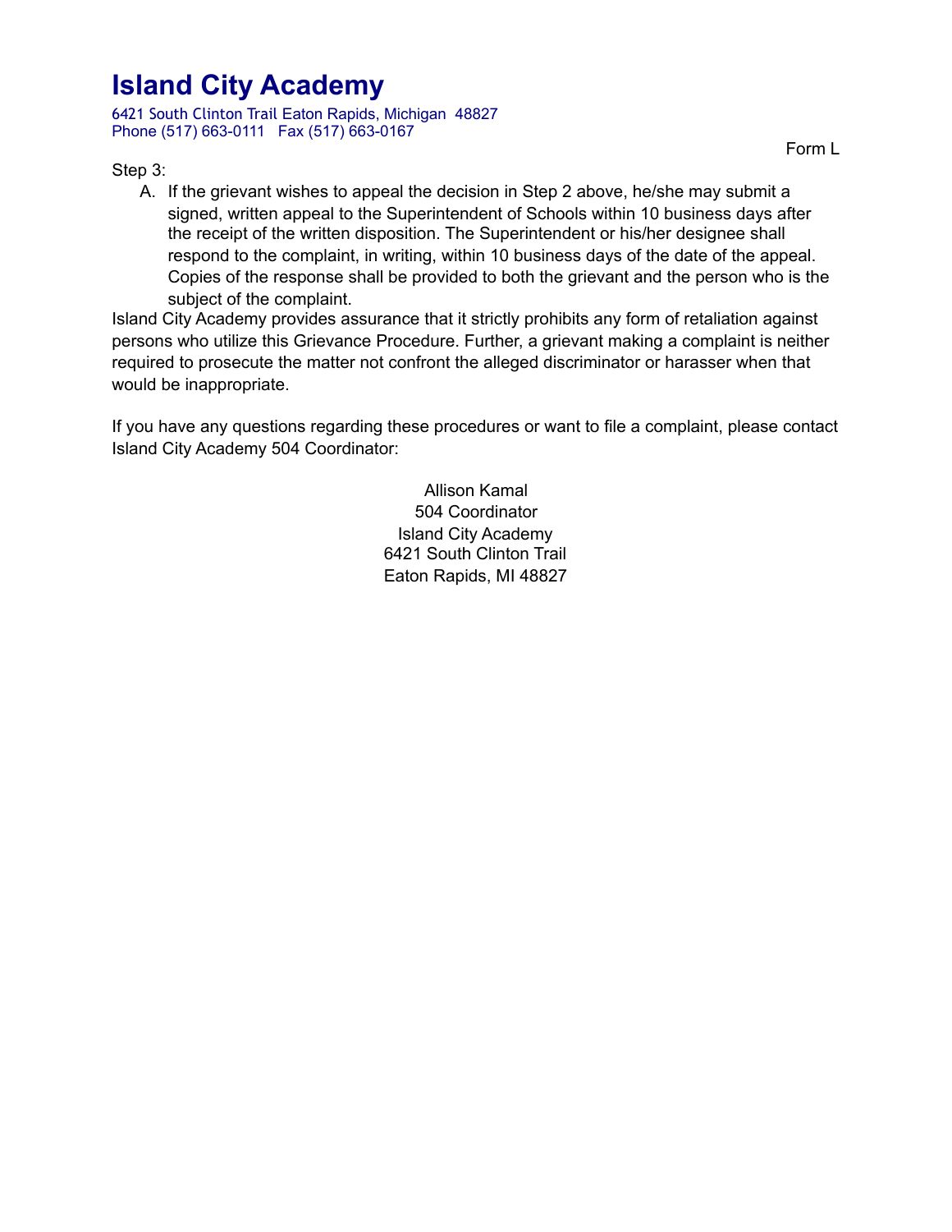# Island City Academy

6421 South Clinton Trail Eaton Rapids, Michigan 48827
Phone (517) 663-0111 Fax (517) 663-0167

Form L

Step 3:

A. If the grievant wishes to appeal the decision in Step 2 above, he/she may submit a signed, written appeal to the Superintendent of Schools within 10 business days after the receipt of the written disposition. The Superintendent or his/her designee shall respond to the complaint, in writing, within 10 business days of the date of the appeal. Copies of the response shall be provided to both the grievant and the person who is the subject of the complaint.

Island City Academy provides assurance that it strictly prohibits any form of retaliation against persons who utilize this Grievance Procedure. Further, a grievant making a complaint is neither required to prosecute the matter not confront the alleged discriminator or harasser when that would be inappropriate.

If you have any questions regarding these procedures or want to file a complaint, please contact Island City Academy 504 Coordinator:

Allison Kamal
504 Coordinator
Island City Academy
6421 South Clinton Trail
Eaton Rapids, MI 48827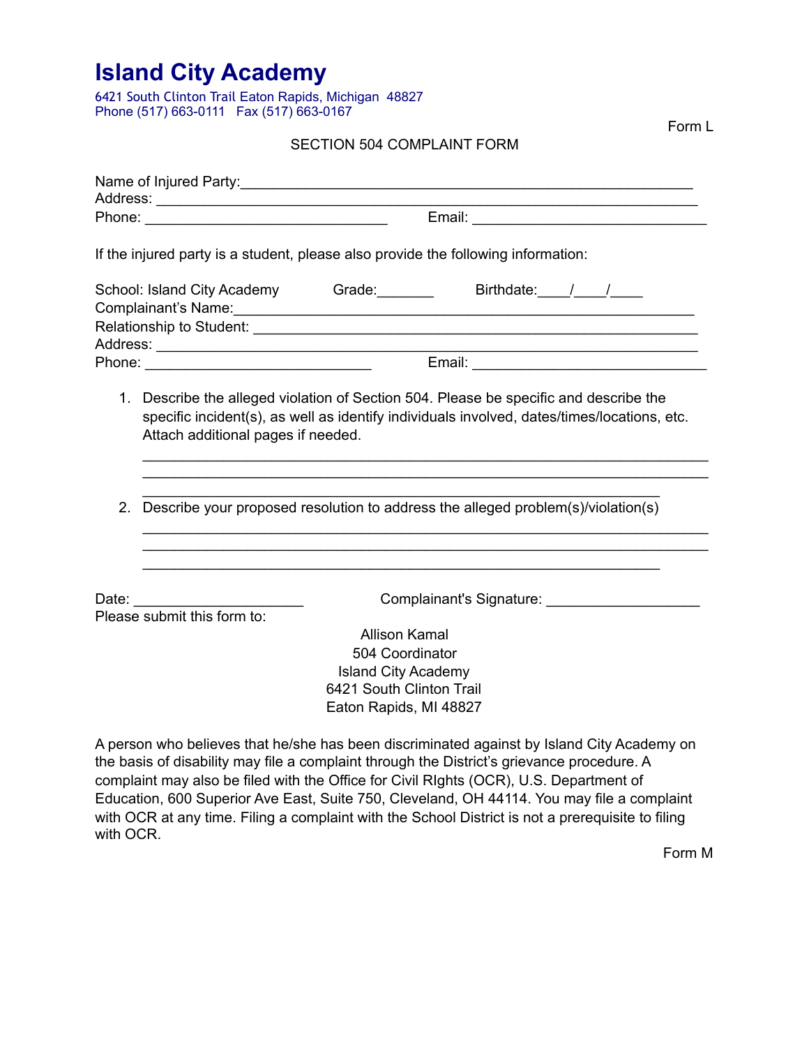# Island City Academy

6421 South Clinton Trail Eaton Rapids, Michigan 48827
Phone (517) 663-0111 Fax (517) 663-0167

Form L

SECTION 504 COMPLAINT FORM

Name of Injured Party:_______________________________________________________
Address: _______________________________________________________________
Phone: ______________________________ Email: _____________________________

If the injured party is a student, please also provide the following information:

School: Island City Academy Grade:_______ Birthdate:____/____/____
Complainant's Name:_________________________________________________________
Relationship to Student: _____________________________________________________
Address: _______________________________________________________________
Phone: ____________________________ Email: _____________________________

1. Describe the alleged violation of Section 504. Please be specific and describe the specific incident(s), as well as identify individuals involved, dates/times/locations, etc. Attach additional pages if needed.

   ______________________________________________________________________
   ______________________________________________________________________
   ________________________________________________________________

2. Describe your proposed resolution to address the alleged problem(s)/violation(s)

   ______________________________________________________________________
   ______________________________________________________________________
   ________________________________________________________________

Date: _____________________ Complainant's Signature: ___________________

Please submit this form to:

Allison Kamal
504 Coordinator
Island City Academy
6421 South Clinton Trail
Eaton Rapids, MI 48827

A person who believes that he/she has been discriminated against by Island City Academy on the basis of disability may file a complaint through the District's grievance procedure. A complaint may also be filed with the Office for Civil RIghts (OCR), U.S. Department of Education, 600 Superior Ave East, Suite 750, Cleveland, OH 44114. You may file a complaint with OCR at any time. Filing a complaint with the School District is not a prerequisite to filing with OCR.

Form M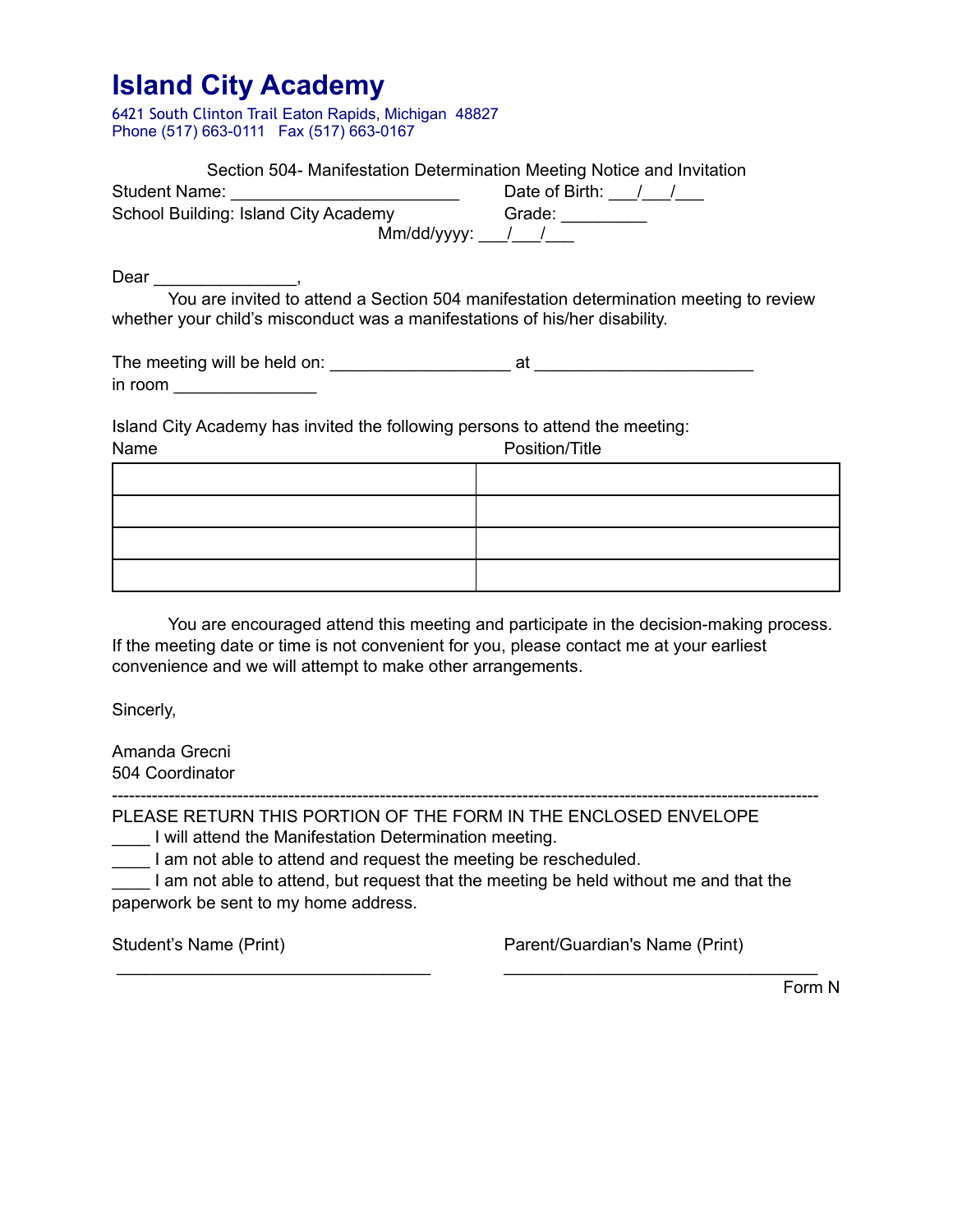# Island City Academy

6421 South Clinton Trail Eaton Rapids, Michigan 48827
Phone (517) 663-0111 Fax (517) 663-0167

Section 504- Manifestation Determination Meeting Notice and Invitation

Student Name: ________________________ Date of Birth: ___/___/___

School Building: Island City Academy Grade: _________

Mm/dd/yyyy: ___/___/___

Dear _______________,

You are invited to attend a Section 504 manifestation determination meeting to review whether your child's misconduct was a manifestations of his/her disability.

The meeting will be held on: __________________ at ______________________ in room ______________

Island City Academy has invited the following persons to attend the meeting:

| Name | Position/Title |
|---|---|
| | |
| | |
| | |
| | |

You are encouraged attend this meeting and participate in the decision-making process. If the meeting date or time is not convenient for you, please contact me at your earliest convenience and we will attempt to make other arrangements.

Sincerly,

Amanda Grecni
504 Coordinator

---

PLEASE RETURN THIS PORTION OF THE FORM IN THE ENCLOSED ENVELOPE

____ I will attend the Manifestation Determination meeting.

____ I am not able to attend and request the meeting be rescheduled.

____ I am not able to attend, but request that the meeting be held without me and that the paperwork be sent to my home address.

Student's Name (Print) ________________________________

Parent/Guardian's Name (Print) ________________________________

Form N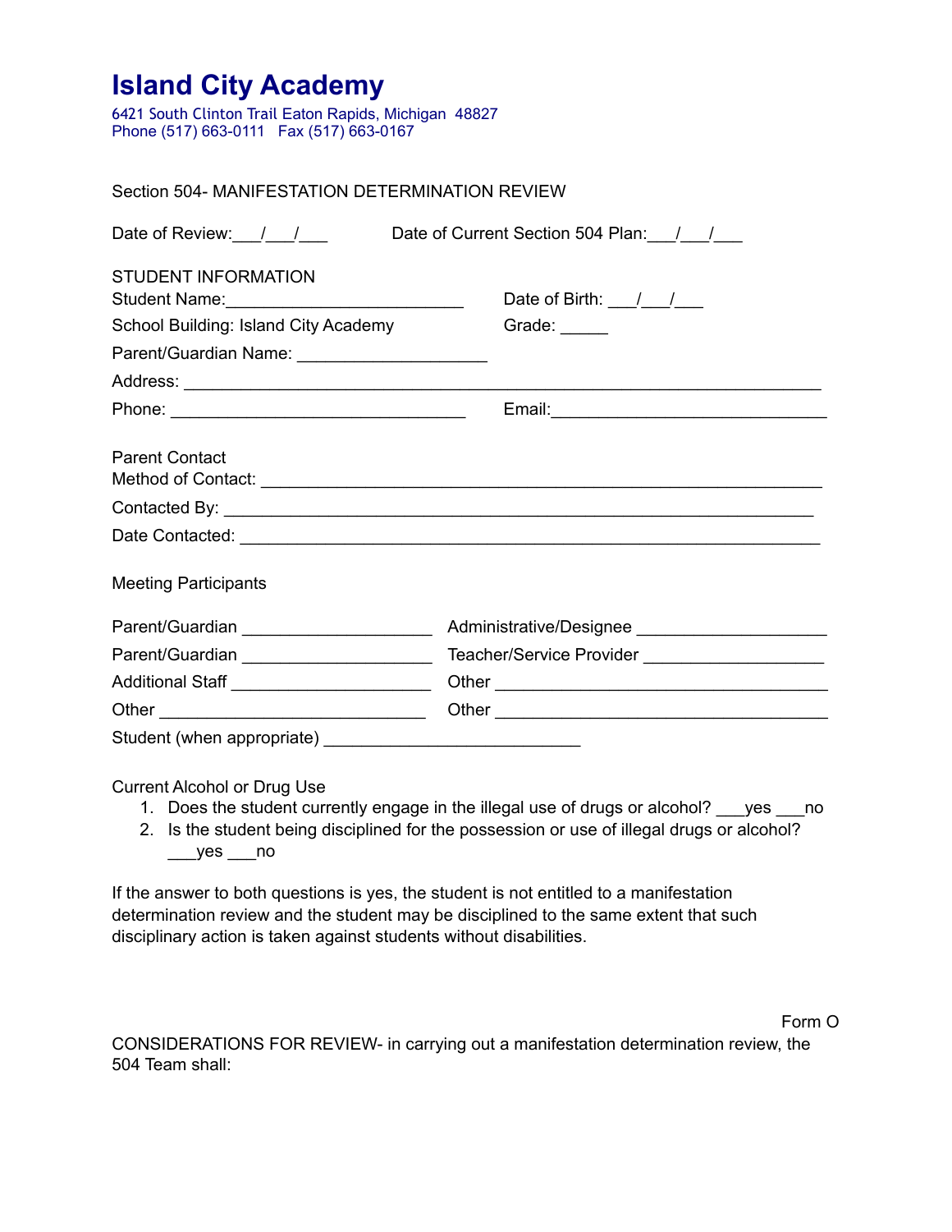# Island City Academy

6421 South Clinton Trail Eaton Rapids, Michigan 48827
Phone (517) 663-0111 Fax (517) 663-0167

Section 504- MANIFESTATION DETERMINATION REVIEW

Date of Review:___/___/___ Date of Current Section 504 Plan:___/___/___

STUDENT INFORMATION

Student Name:_________________________ Date of Birth: ___/___/___

School Building: Island City Academy Grade: _____

Parent/Guardian Name: ___________________

Address: ______________________________________________________________

Phone: _____________________________ Email:____________________________

Parent Contact

Method of Contact: ________________________________________________________

Contacted By: ____________________________________________________________

Date Contacted: ___________________________________________________________

Meeting Participants

Parent/Guardian ___________________ Administrative/Designee ___________________

Parent/Guardian ___________________ Teacher/Service Provider __________________

Additional Staff ___________________ Other _________________________________

Other ___________________________ Other _________________________________

Student (when appropriate) _________________________

Current Alcohol or Drug Use

1. Does the student currently engage in the illegal use of drugs or alcohol? ___yes ___no
2. Is the student being disciplined for the possession or use of illegal drugs or alcohol? ___yes ___no

If the answer to both questions is yes, the student is not entitled to a manifestation determination review and the student may be disciplined to the same extent that such disciplinary action is taken against students without disabilities.

Form O

CONSIDERATIONS FOR REVIEW- in carrying out a manifestation determination review, the 504 Team shall: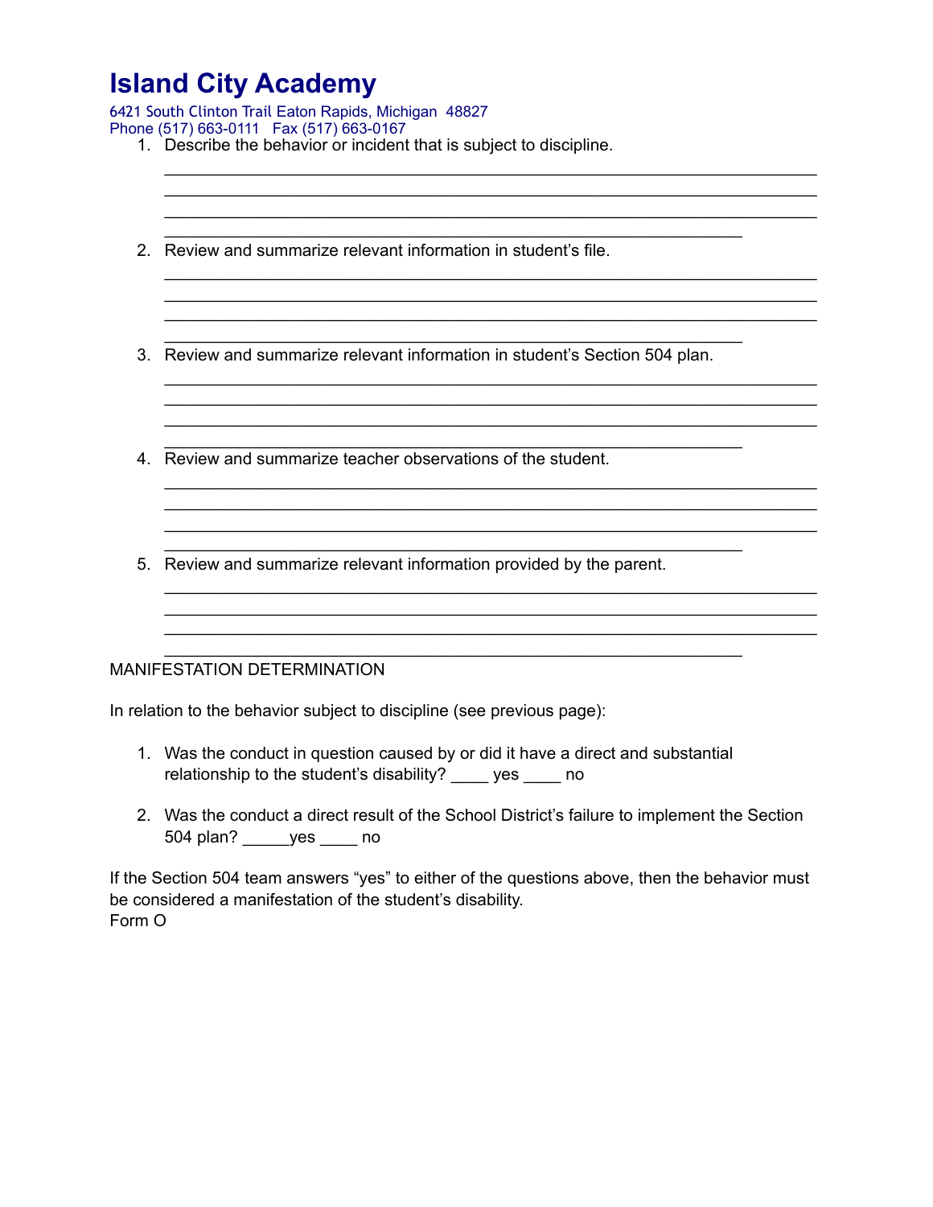# Island City Academy

6421 South Clinton Trail Eaton Rapids, Michigan 48827
Phone (517) 663-0111 Fax (517) 663-0167

1. Describe the behavior or incident that is subject to discipline.
   ___________________________________________________________________
   ___________________________________________________________________
   ___________________________________________________________________
   __________________________________________________________

2. Review and summarize relevant information in student's file.
   ___________________________________________________________________
   ___________________________________________________________________
   ___________________________________________________________________
   __________________________________________________________

3. Review and summarize relevant information in student's Section 504 plan.
   ___________________________________________________________________
   ___________________________________________________________________
   ___________________________________________________________________
   __________________________________________________________

4. Review and summarize teacher observations of the student.
   ___________________________________________________________________
   ___________________________________________________________________
   ___________________________________________________________________
   __________________________________________________________

5. Review and summarize relevant information provided by the parent.
   ___________________________________________________________________
   ___________________________________________________________________
   ___________________________________________________________________
   __________________________________________________________

MANIFESTATION DETERMINATION

In relation to the behavior subject to discipline (see previous page):

1. Was the conduct in question caused by or did it have a direct and substantial relationship to the student's disability? ____ yes ____ no

2. Was the conduct a direct result of the School District's failure to implement the Section 504 plan? _____yes ____ no

If the Section 504 team answers "yes" to either of the questions above, then the behavior must be considered a manifestation of the student's disability.
Form O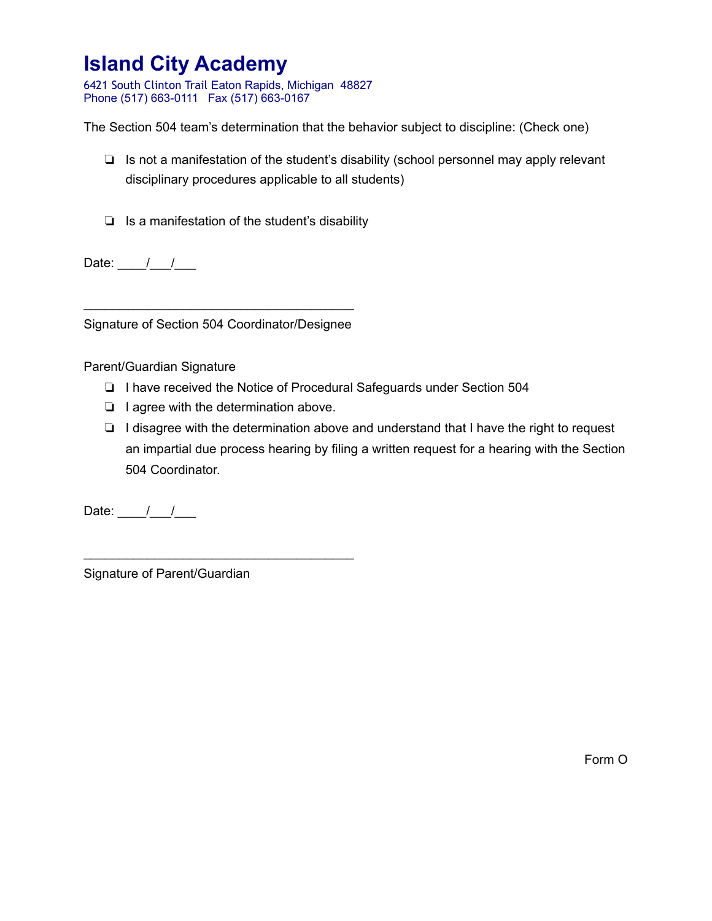# Island City Academy

6421 South Clinton Trail Eaton Rapids, Michigan 48827
Phone (517) 663-0111 Fax (517) 663-0167

The Section 504 team's determination that the behavior subject to discipline: (Check one)

- ❏ Is not a manifestation of the student's disability (school personnel may apply relevant disciplinary procedures applicable to all students)
- ❏ Is a manifestation of the student's disability

Date: ____/___/___

_____________________________________
Signature of Section 504 Coordinator/Designee

Parent/Guardian Signature

- ❏ I have received the Notice of Procedural Safeguards under Section 504
- ❏ I agree with the determination above.
- ❏ I disagree with the determination above and understand that I have the right to request an impartial due process hearing by filing a written request for a hearing with the Section 504 Coordinator.

Date: ____/___/___

_____________________________________
Signature of Parent/Guardian

Form O